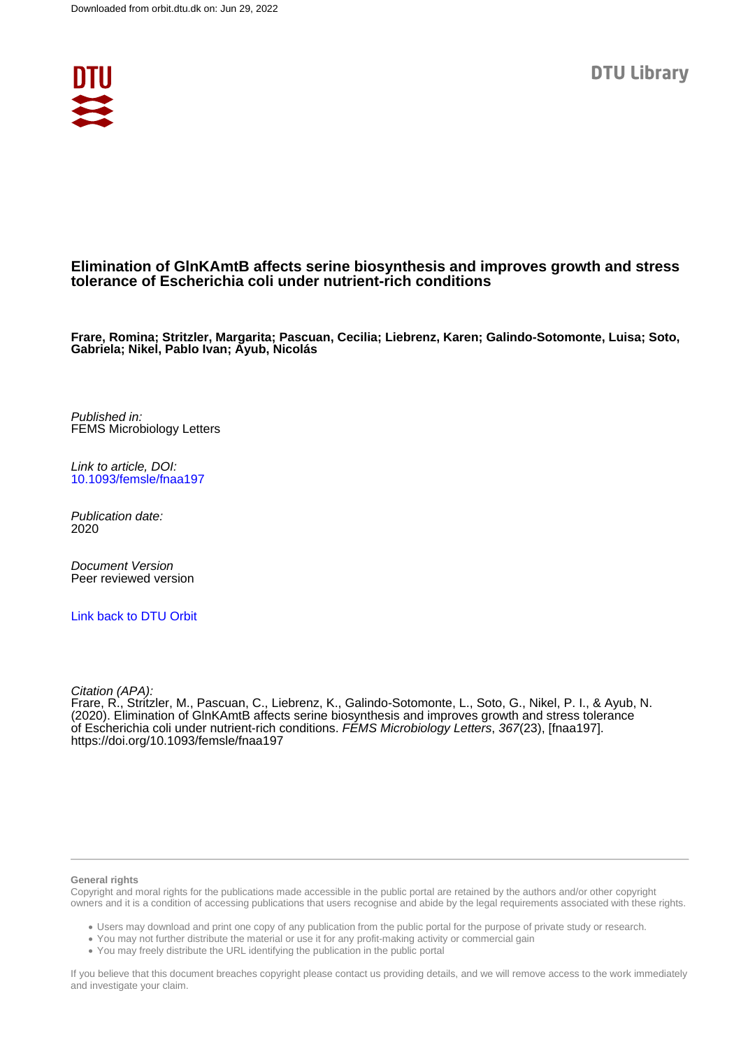Downloaded from orbit.dtu.dk on: Jun 29, 2022

DTU Library

# Elimination of GlnKAmtB affects serine biosynthesis and improves growth and stress tolerance of Escherichia coli under nutrient-rich conditions

**Frare, Romina; Stritzler, Margarita; Pascuan, Cecilia; Liebrenz, Karen; Galindo-Sotomonte, Luisa; Soto, Gabriela; Nikel, Pablo Ivan; Ayub, Nicolás**

*Published in:*
FEMS Microbiology Letters

*Link to article, DOI:*
[10.1093/femsle/fnaa197](https://doi.org/10.1093/femsle/fnaa197)

*Publication date:*
2020

*Document Version*
Peer reviewed version

[Link back to DTU Orbit](https://orbit.dtu.dk)

*Citation (APA):*
Frare, R., Stritzler, M., Pascuan, C., Liebrenz, K., Galindo-Sotomonte, L., Soto, G., Nikel, P. I., & Ayub, N. (2020). Elimination of GlnKAmtB affects serine biosynthesis and improves growth and stress tolerance of Escherichia coli under nutrient-rich conditions. *FEMS Microbiology Letters*, *367*(23), [fnaa197]. https://doi.org/10.1093/femsle/fnaa197

**General rights**

Copyright and moral rights for the publications made accessible in the public portal are retained by the authors and/or other copyright owners and it is a condition of accessing publications that users recognise and abide by the legal requirements associated with these rights.

- Users may download and print one copy of any publication from the public portal for the purpose of private study or research.
- You may not further distribute the material or use it for any profit-making activity or commercial gain
- You may freely distribute the URL identifying the publication in the public portal

If you believe that this document breaches copyright please contact us providing details, and we will remove access to the work immediately and investigate your claim.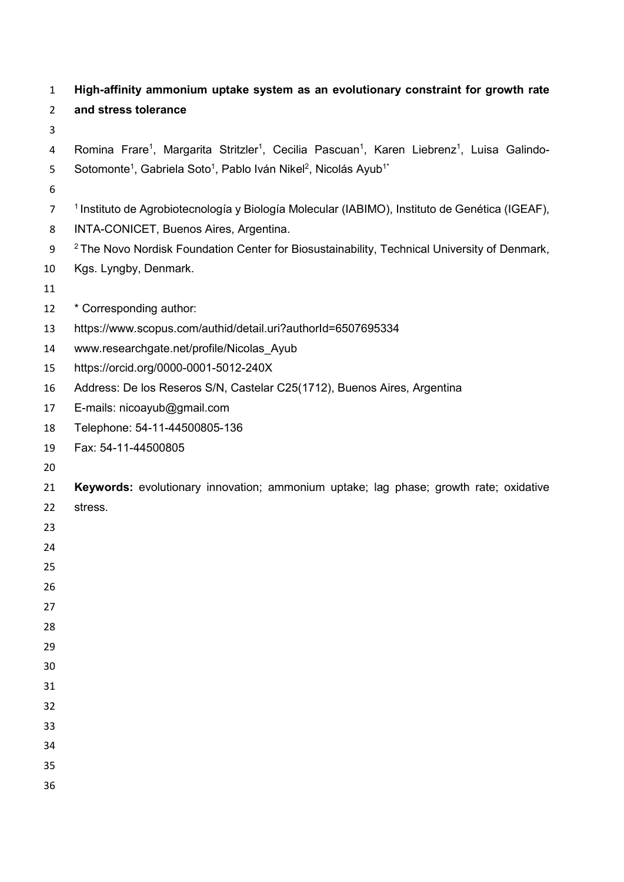**High-affinity ammonium uptake system as an evolutionary constraint for growth rate and stress tolerance**

Romina Frare[1], Margarita Stritzler[1], Cecilia Pascuan[1], Karen Liebrenz[1], Luisa Galindo-Sotomonte[1], Gabriela Soto[1], Pablo Iván Nikel[2], Nicolás Ayub[1*]

[1] Instituto de Agrobiotecnología y Biología Molecular (IABIMO), Instituto de Genética (IGEAF), INTA-CONICET, Buenos Aires, Argentina.

[2] The Novo Nordisk Foundation Center for Biosustainability, Technical University of Denmark, Kgs. Lyngby, Denmark.

* Corresponding author:

https://www.scopus.com/authid/detail.uri?authorId=6507695334

www.researchgate.net/profile/Nicolas_Ayub

https://orcid.org/0000-0001-5012-240X

Address: De los Reseros S/N, Castelar C25(1712), Buenos Aires, Argentina

E-mails: nicoayub@gmail.com

Telephone: 54-11-44500805-136

Fax: 54-11-44500805

**Keywords:** evolutionary innovation; ammonium uptake; lag phase; growth rate; oxidative stress.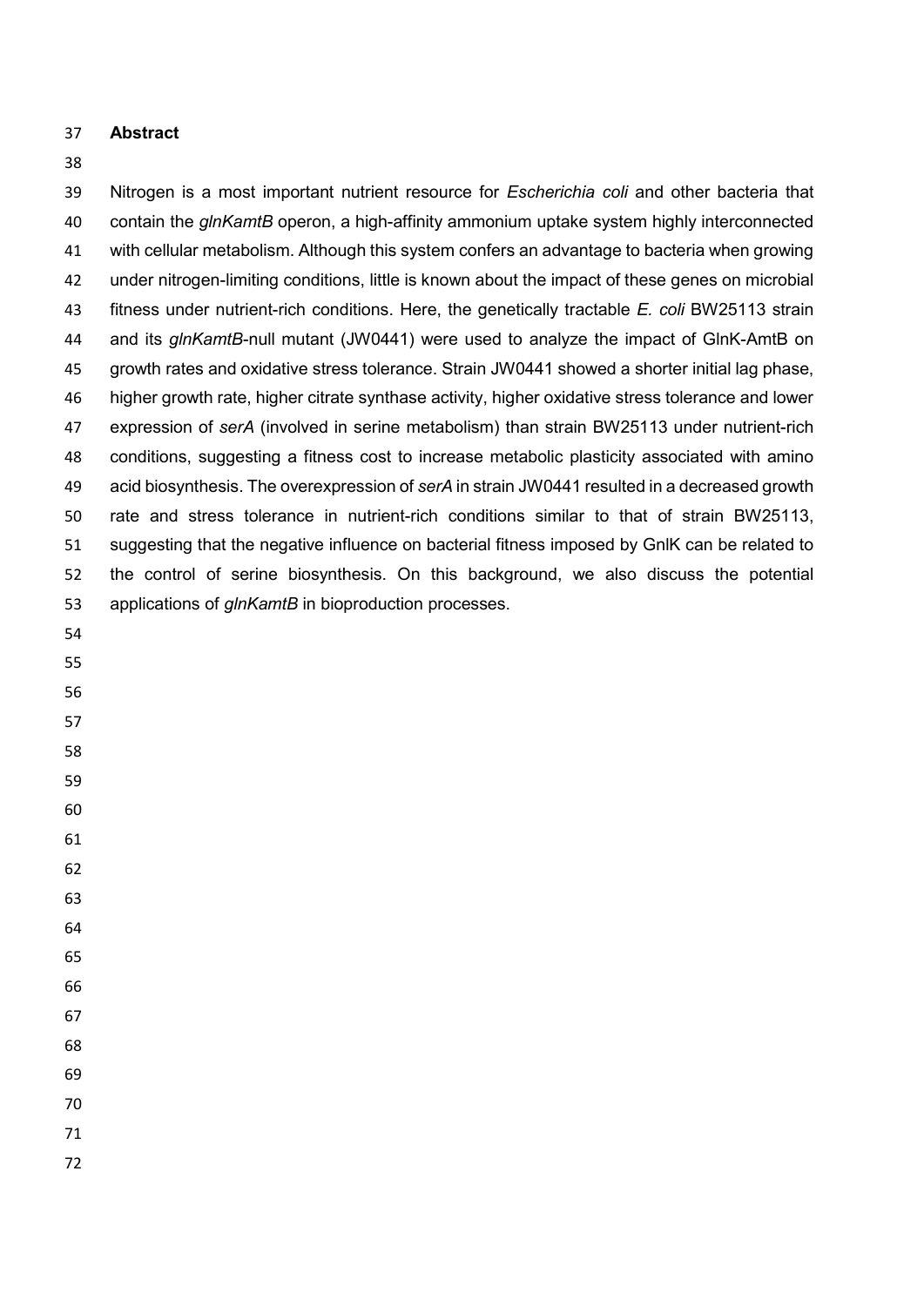## Abstract

Nitrogen is a most important nutrient resource for *Escherichia coli* and other bacteria that contain the *glnKamtB* operon, a high-affinity ammonium uptake system highly interconnected with cellular metabolism. Although this system confers an advantage to bacteria when growing under nitrogen-limiting conditions, little is known about the impact of these genes on microbial fitness under nutrient-rich conditions. Here, the genetically tractable *E. coli* BW25113 strain and its *glnKamtB*-null mutant (JW0441) were used to analyze the impact of GlnK-AmtB on growth rates and oxidative stress tolerance. Strain JW0441 showed a shorter initial lag phase, higher growth rate, higher citrate synthase activity, higher oxidative stress tolerance and lower expression of *serA* (involved in serine metabolism) than strain BW25113 under nutrient-rich conditions, suggesting a fitness cost to increase metabolic plasticity associated with amino acid biosynthesis. The overexpression of *serA* in strain JW0441 resulted in a decreased growth rate and stress tolerance in nutrient-rich conditions similar to that of strain BW25113, suggesting that the negative influence on bacterial fitness imposed by GnlK can be related to the control of serine biosynthesis. On this background, we also discuss the potential applications of *glnKamtB* in bioproduction processes.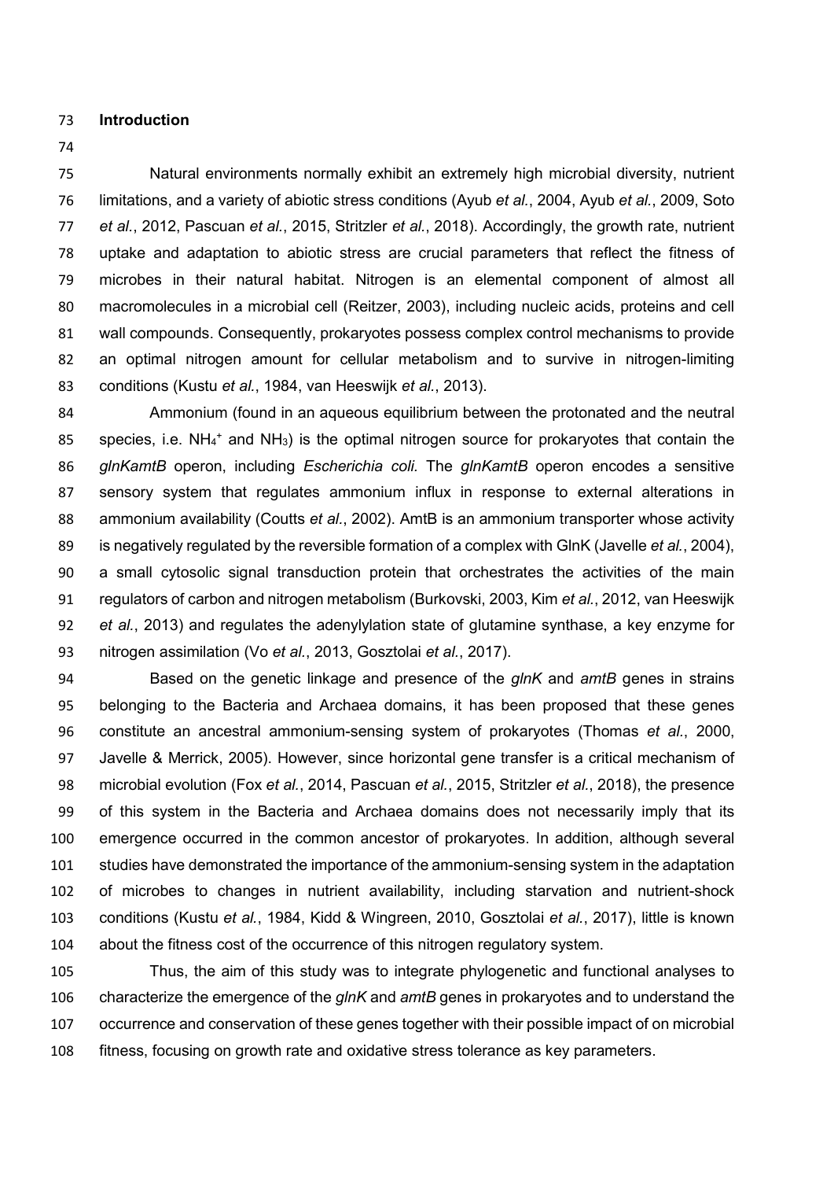## Introduction

Natural environments normally exhibit an extremely high microbial diversity, nutrient limitations, and a variety of abiotic stress conditions (Ayub *et al.*, 2004, Ayub *et al.*, 2009, Soto *et al.*, 2012, Pascuan *et al.*, 2015, Stritzler *et al.*, 2018). Accordingly, the growth rate, nutrient uptake and adaptation to abiotic stress are crucial parameters that reflect the fitness of microbes in their natural habitat. Nitrogen is an elemental component of almost all macromolecules in a microbial cell (Reitzer, 2003), including nucleic acids, proteins and cell wall compounds. Consequently, prokaryotes possess complex control mechanisms to provide an optimal nitrogen amount for cellular metabolism and to survive in nitrogen-limiting conditions (Kustu *et al.*, 1984, van Heeswijk *et al.*, 2013).

Ammonium (found in an aqueous equilibrium between the protonated and the neutral species, i.e. $NH_4^+$ and $NH_3$) is the optimal nitrogen source for prokaryotes that contain the *glnKamtB* operon, including *Escherichia coli.* The *glnKamtB* operon encodes a sensitive sensory system that regulates ammonium influx in response to external alterations in ammonium availability (Coutts *et al.*, 2002). AmtB is an ammonium transporter whose activity is negatively regulated by the reversible formation of a complex with GlnK (Javelle *et al.*, 2004), a small cytosolic signal transduction protein that orchestrates the activities of the main regulators of carbon and nitrogen metabolism (Burkovski, 2003, Kim *et al.*, 2012, van Heeswijk *et al.*, 2013) and regulates the adenylylation state of glutamine synthase, a key enzyme for nitrogen assimilation (Vo *et al.*, 2013, Gosztolai *et al.*, 2017).

Based on the genetic linkage and presence of the *glnK* and *amtB* genes in strains belonging to the Bacteria and Archaea domains, it has been proposed that these genes constitute an ancestral ammonium-sensing system of prokaryotes (Thomas *et al.*, 2000, Javelle & Merrick, 2005). However, since horizontal gene transfer is a critical mechanism of microbial evolution (Fox *et al.*, 2014, Pascuan *et al.*, 2015, Stritzler *et al.*, 2018), the presence of this system in the Bacteria and Archaea domains does not necessarily imply that its emergence occurred in the common ancestor of prokaryotes. In addition, although several studies have demonstrated the importance of the ammonium-sensing system in the adaptation of microbes to changes in nutrient availability, including starvation and nutrient-shock conditions (Kustu *et al.*, 1984, Kidd & Wingreen, 2010, Gosztolai *et al.*, 2017), little is known about the fitness cost of the occurrence of this nitrogen regulatory system.

Thus, the aim of this study was to integrate phylogenetic and functional analyses to characterize the emergence of the *glnK* and *amtB* genes in prokaryotes and to understand the occurrence and conservation of these genes together with their possible impact of on microbial fitness, focusing on growth rate and oxidative stress tolerance as key parameters.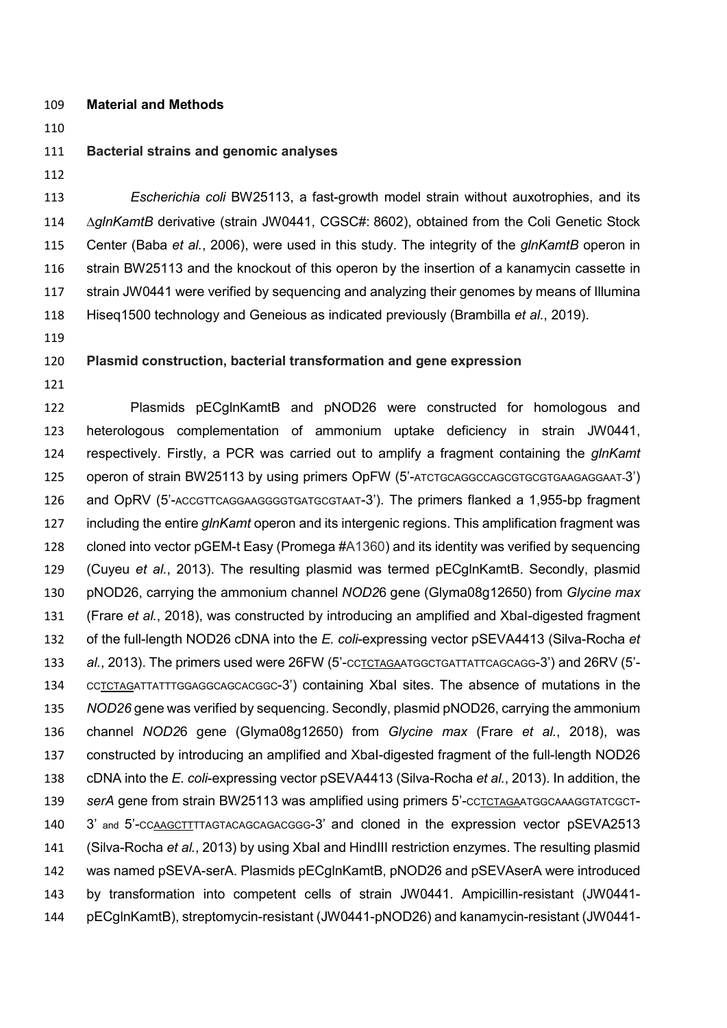## Material and Methods

### Bacterial strains and genomic analyses

*Escherichia coli* BW25113, a fast-growth model strain without auxotrophies, and its ∆*glnKamtB* derivative (strain JW0441, CGSC#: 8602), obtained from the Coli Genetic Stock Center (Baba *et al.*, 2006), were used in this study. The integrity of the *glnKamtB* operon in strain BW25113 and the knockout of this operon by the insertion of a kanamycin cassette in strain JW0441 were verified by sequencing and analyzing their genomes by means of Illumina Hiseq1500 technology and Geneious as indicated previously (Brambilla *et al.*, 2019).

### Plasmid construction, bacterial transformation and gene expression

Plasmids pECglnKamtB and pNOD26 were constructed for homologous and heterologous complementation of ammonium uptake deficiency in strain JW0441, respectively. Firstly, a PCR was carried out to amplify a fragment containing the *glnKamt* operon of strain BW25113 by using primers OpFW (5'-ATCTGCAGGCCAGCGTGCGTGAAGAGGAAT-3') and OpRV (5'-ACCGTTCAGGAAGGGGTGATGCGTAAT-3'). The primers flanked a 1,955-bp fragment including the entire *glnKamt* operon and its intergenic regions. This amplification fragment was cloned into vector pGEM-t Easy (Promega #A1360) and its identity was verified by sequencing (Cuyeu *et al.*, 2013). The resulting plasmid was termed pECglnKamtB. Secondly, plasmid pNOD26, carrying the ammonium channel *NOD2*6 gene (Glyma08g12650) from *Glycine max* (Frare *et al.*, 2018), was constructed by introducing an amplified and XbaI-digested fragment of the full-length NOD26 cDNA into the *E. coli*-expressing vector pSEVA4413 (Silva-Rocha *et al.*, 2013). The primers used were 26FW (5'-CCTCTAGAATGGCTGATTATTCAGCAGG-3') and 26RV (5'-CCTCTAGATTATTTGGAGGCAGCACGGC-3') containing XbaI sites. The absence of mutations in the *NOD26* gene was verified by sequencing. Secondly, plasmid pNOD26, carrying the ammonium channel *NOD2*6 gene (Glyma08g12650) from *Glycine max* (Frare *et al.*, 2018), was constructed by introducing an amplified and XbaI-digested fragment of the full-length NOD26 cDNA into the *E. coli*-expressing vector pSEVA4413 (Silva-Rocha *et al.*, 2013). In addition, the *serA* gene from strain BW25113 was amplified using primers 5'-CCTCTAGAATGGCAAAGGTATCGCT-3' and 5'-CCAAGCTTTTAGTACAGCAGACGGG-3' and cloned in the expression vector pSEVA2513 (Silva-Rocha *et al.*, 2013) by using XbaI and HindIII restriction enzymes. The resulting plasmid was named pSEVA-serA. Plasmids pECglnKamtB, pNOD26 and pSEVAserA were introduced by transformation into competent cells of strain JW0441. Ampicillin-resistant (JW0441-pECglnKamtB), streptomycin-resistant (JW0441-pNOD26) and kanamycin-resistant (JW0441-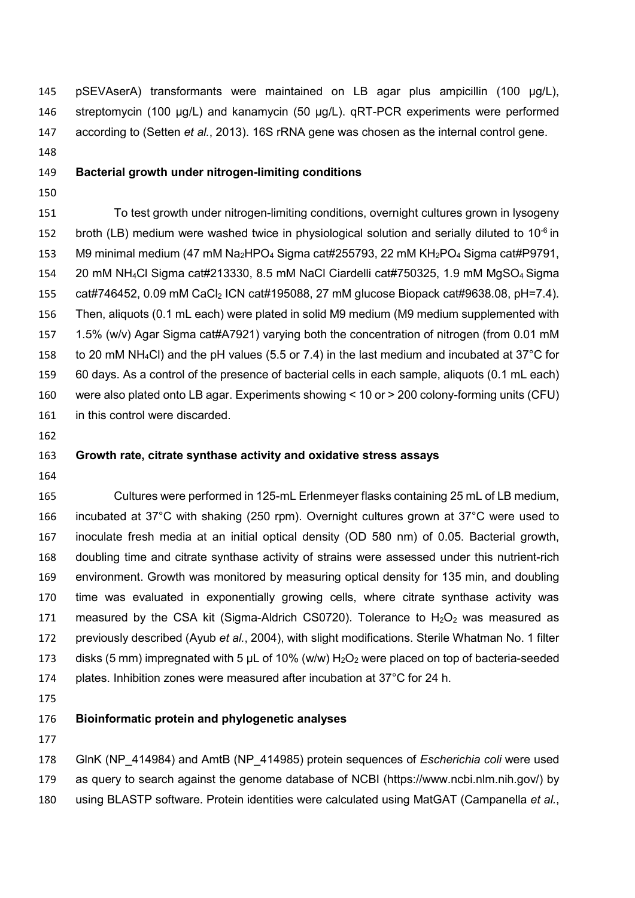pSEVAserA) transformants were maintained on LB agar plus ampicillin (100 µg/L), streptomycin (100 µg/L) and kanamycin (50 µg/L). qRT-PCR experiments were performed according to (Setten *et al.*, 2013). 16S rRNA gene was chosen as the internal control gene.

**Bacterial growth under nitrogen-limiting conditions**

To test growth under nitrogen-limiting conditions, overnight cultures grown in lysogeny broth (LB) medium were washed twice in physiological solution and serially diluted to $10^{-6}$ in M9 minimal medium (47 mM $Na_2HPO_4$ Sigma cat#255793, 22 mM $KH_2PO_4$ Sigma cat#P9791, 20 mM $NH_4Cl$ Sigma cat#213330, 8.5 mM NaCl Ciardelli cat#750325, 1.9 mM $MgSO_4$ Sigma cat#746452, 0.09 mM $CaCl_2$ ICN cat#195088, 27 mM glucose Biopack cat#9638.08, pH=7.4). Then, aliquots (0.1 mL each) were plated in solid M9 medium (M9 medium supplemented with 1.5% (w/v) Agar Sigma cat#A7921) varying both the concentration of nitrogen (from 0.01 mM to 20 mM $NH_4Cl$) and the pH values (5.5 or 7.4) in the last medium and incubated at 37°C for 60 days. As a control of the presence of bacterial cells in each sample, aliquots (0.1 mL each) were also plated onto LB agar. Experiments showing < 10 or > 200 colony-forming units (CFU) in this control were discarded.

**Growth rate, citrate synthase activity and oxidative stress assays**

Cultures were performed in 125-mL Erlenmeyer flasks containing 25 mL of LB medium, incubated at 37°C with shaking (250 rpm). Overnight cultures grown at 37°C were used to inoculate fresh media at an initial optical density (OD 580 nm) of 0.05. Bacterial growth, doubling time and citrate synthase activity of strains were assessed under this nutrient-rich environment. Growth was monitored by measuring optical density for 135 min, and doubling time was evaluated in exponentially growing cells, where citrate synthase activity was measured by the CSA kit (Sigma-Aldrich CS0720). Tolerance to $H_2O_2$ was measured as previously described (Ayub *et al.*, 2004), with slight modifications. Sterile Whatman No. 1 filter disks (5 mm) impregnated with 5 µL of 10% (w/w) $H_2O_2$ were placed on top of bacteria-seeded plates. Inhibition zones were measured after incubation at 37°C for 24 h.

**Bioinformatic protein and phylogenetic analyses**

GlnK (NP_414984) and AmtB (NP_414985) protein sequences of *Escherichia coli* were used as query to search against the genome database of NCBI (https://www.ncbi.nlm.nih.gov/) by using BLASTP software. Protein identities were calculated using MatGAT (Campanella *et al.*,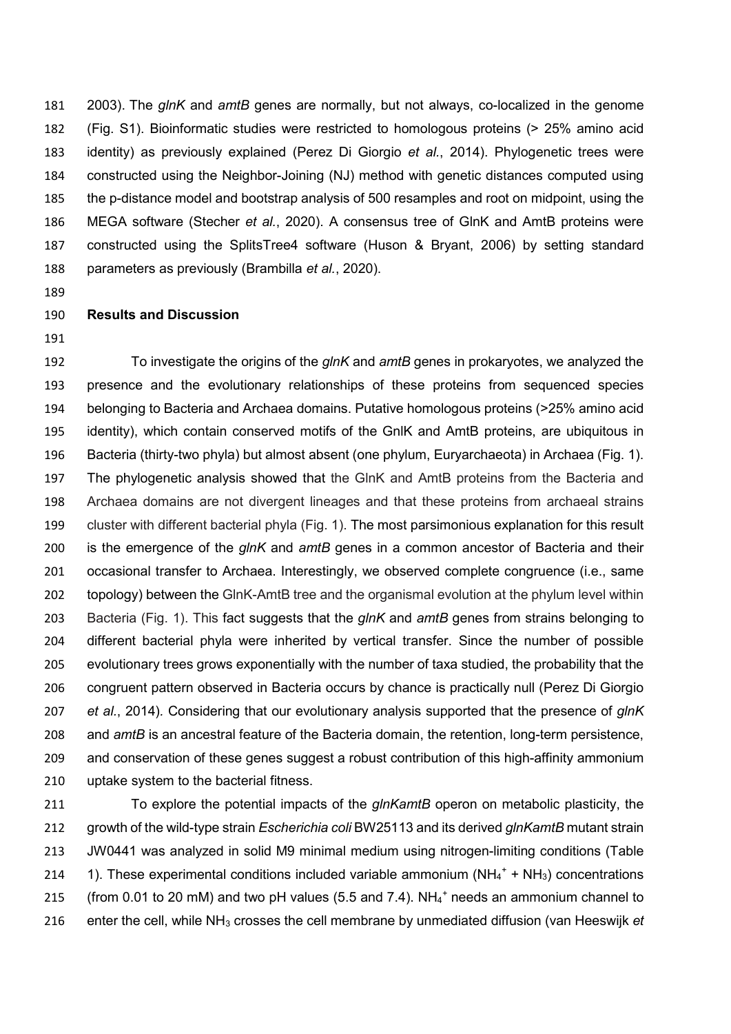2003). The *glnK* and *amtB* genes are normally, but not always, co-localized in the genome (Fig. S1). Bioinformatic studies were restricted to homologous proteins (> 25% amino acid identity) as previously explained (Perez Di Giorgio *et al.*, 2014). Phylogenetic trees were constructed using the Neighbor-Joining (NJ) method with genetic distances computed using the p-distance model and bootstrap analysis of 500 resamples and root on midpoint, using the MEGA software (Stecher *et al.*, 2020). A consensus tree of GlnK and AmtB proteins were constructed using the SplitsTree4 software (Huson & Bryant, 2006) by setting standard parameters as previously (Brambilla *et al.*, 2020).

## Results and Discussion

To investigate the origins of the *glnK* and *amtB* genes in prokaryotes, we analyzed the presence and the evolutionary relationships of these proteins from sequenced species belonging to Bacteria and Archaea domains. Putative homologous proteins (>25% amino acid identity), which contain conserved motifs of the GnlK and AmtB proteins, are ubiquitous in Bacteria (thirty-two phyla) but almost absent (one phylum, Euryarchaeota) in Archaea (Fig. 1). The phylogenetic analysis showed that the GlnK and AmtB proteins from the Bacteria and Archaea domains are not divergent lineages and that these proteins from archaeal strains cluster with different bacterial phyla (Fig. 1). The most parsimonious explanation for this result is the emergence of the *glnK* and *amtB* genes in a common ancestor of Bacteria and their occasional transfer to Archaea. Interestingly, we observed complete congruence (i.e., same topology) between the GlnK-AmtB tree and the organismal evolution at the phylum level within Bacteria (Fig. 1). This fact suggests that the *glnK* and *amtB* genes from strains belonging to different bacterial phyla were inherited by vertical transfer. Since the number of possible evolutionary trees grows exponentially with the number of taxa studied, the probability that the congruent pattern observed in Bacteria occurs by chance is practically null (Perez Di Giorgio *et al.*, 2014). Considering that our evolutionary analysis supported that the presence of *glnK* and *amtB* is an ancestral feature of the Bacteria domain, the retention, long-term persistence, and conservation of these genes suggest a robust contribution of this high-affinity ammonium uptake system to the bacterial fitness.

To explore the potential impacts of the *glnKamtB* operon on metabolic plasticity, the growth of the wild-type strain *Escherichia coli* BW25113 and its derived *glnKamtB* mutant strain JW0441 was analyzed in solid M9 minimal medium using nitrogen-limiting conditions (Table 1). These experimental conditions included variable ammonium ($NH_4^+$ + $NH_3$) concentrations (from 0.01 to 20 mM) and two pH values (5.5 and 7.4). $NH_4^+$ needs an ammonium channel to enter the cell, while $NH_3$ crosses the cell membrane by unmediated diffusion (van Heeswijk *et*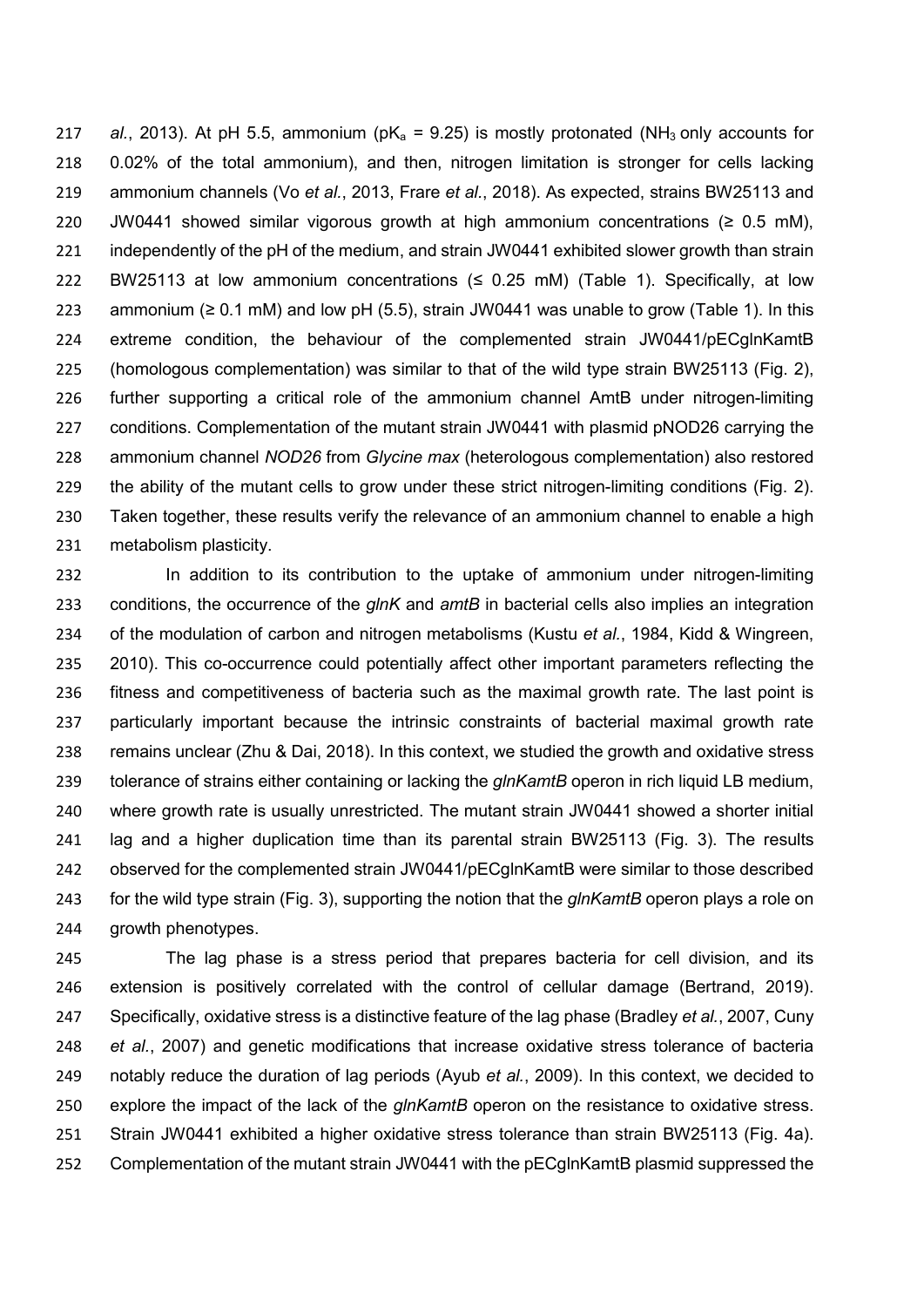*al.*, 2013). At pH 5.5, ammonium ($pK_a$ = 9.25) is mostly protonated ($NH_3$ only accounts for 0.02% of the total ammonium), and then, nitrogen limitation is stronger for cells lacking ammonium channels (Vo *et al.*, 2013, Frare *et al.*, 2018). As expected, strains BW25113 and JW0441 showed similar vigorous growth at high ammonium concentrations (≥ 0.5 mM), independently of the pH of the medium, and strain JW0441 exhibited slower growth than strain BW25113 at low ammonium concentrations (≤ 0.25 mM) (Table 1). Specifically, at low ammonium (≥ 0.1 mM) and low pH (5.5), strain JW0441 was unable to grow (Table 1). In this extreme condition, the behaviour of the complemented strain JW0441/pECglnKamtB (homologous complementation) was similar to that of the wild type strain BW25113 (Fig. 2), further supporting a critical role of the ammonium channel AmtB under nitrogen-limiting conditions. Complementation of the mutant strain JW0441 with plasmid pNOD26 carrying the ammonium channel *NOD26* from *Glycine max* (heterologous complementation) also restored the ability of the mutant cells to grow under these strict nitrogen-limiting conditions (Fig. 2). Taken together, these results verify the relevance of an ammonium channel to enable a high metabolism plasticity.

In addition to its contribution to the uptake of ammonium under nitrogen-limiting conditions, the occurrence of the *glnK* and *amtB* in bacterial cells also implies an integration of the modulation of carbon and nitrogen metabolisms (Kustu *et al.*, 1984, Kidd & Wingreen, 2010). This co-occurrence could potentially affect other important parameters reflecting the fitness and competitiveness of bacteria such as the maximal growth rate. The last point is particularly important because the intrinsic constraints of bacterial maximal growth rate remains unclear (Zhu & Dai, 2018). In this context, we studied the growth and oxidative stress tolerance of strains either containing or lacking the *glnKamtB* operon in rich liquid LB medium, where growth rate is usually unrestricted. The mutant strain JW0441 showed a shorter initial lag and a higher duplication time than its parental strain BW25113 (Fig. 3). The results observed for the complemented strain JW0441/pECglnKamtB were similar to those described for the wild type strain (Fig. 3), supporting the notion that the *glnKamtB* operon plays a role on growth phenotypes.

The lag phase is a stress period that prepares bacteria for cell division, and its extension is positively correlated with the control of cellular damage (Bertrand, 2019). Specifically, oxidative stress is a distinctive feature of the lag phase (Bradley *et al.*, 2007, Cuny *et al.*, 2007) and genetic modifications that increase oxidative stress tolerance of bacteria notably reduce the duration of lag periods (Ayub *et al.*, 2009). In this context, we decided to explore the impact of the lack of the *glnKamtB* operon on the resistance to oxidative stress. Strain JW0441 exhibited a higher oxidative stress tolerance than strain BW25113 (Fig. 4a). Complementation of the mutant strain JW0441 with the pECglnKamtB plasmid suppressed the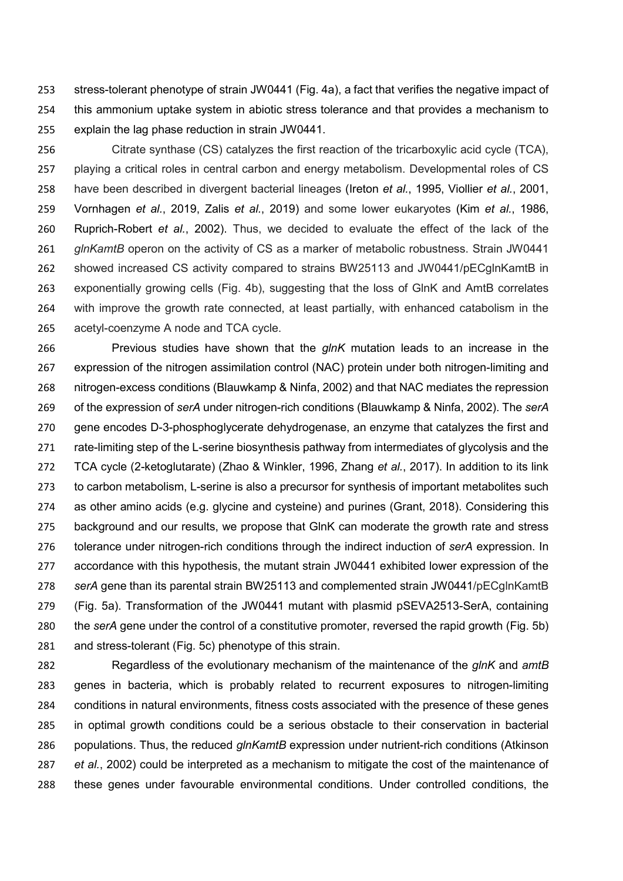stress-tolerant phenotype of strain JW0441 (Fig. 4a), a fact that verifies the negative impact of this ammonium uptake system in abiotic stress tolerance and that provides a mechanism to explain the lag phase reduction in strain JW0441.

Citrate synthase (CS) catalyzes the first reaction of the tricarboxylic acid cycle (TCA), playing a critical roles in central carbon and energy metabolism. Developmental roles of CS have been described in divergent bacterial lineages (Ireton *et al.*, 1995, Viollier *et al.*, 2001, Vornhagen *et al.*, 2019, Zalis *et al.*, 2019) and some lower eukaryotes (Kim *et al.*, 1986, Ruprich-Robert *et al.*, 2002). Thus, we decided to evaluate the effect of the lack of the *glnKamtB* operon on the activity of CS as a marker of metabolic robustness. Strain JW0441 showed increased CS activity compared to strains BW25113 and JW0441/pECglnKamtB in exponentially growing cells (Fig. 4b), suggesting that the loss of GlnK and AmtB correlates with improve the growth rate connected, at least partially, with enhanced catabolism in the acetyl-coenzyme A node and TCA cycle.

Previous studies have shown that the *glnK* mutation leads to an increase in the expression of the nitrogen assimilation control (NAC) protein under both nitrogen-limiting and nitrogen-excess conditions (Blauwkamp & Ninfa, 2002) and that NAC mediates the repression of the expression of *serA* under nitrogen-rich conditions (Blauwkamp & Ninfa, 2002). The *serA* gene encodes D-3-phosphoglycerate dehydrogenase, an enzyme that catalyzes the first and rate-limiting step of the L-serine biosynthesis pathway from intermediates of glycolysis and the TCA cycle (2-ketoglutarate) (Zhao & Winkler, 1996, Zhang *et al.*, 2017). In addition to its link to carbon metabolism, L-serine is also a precursor for synthesis of important metabolites such as other amino acids (e.g. glycine and cysteine) and purines (Grant, 2018). Considering this background and our results, we propose that GlnK can moderate the growth rate and stress tolerance under nitrogen-rich conditions through the indirect induction of *serA* expression. In accordance with this hypothesis, the mutant strain JW0441 exhibited lower expression of the *serA* gene than its parental strain BW25113 and complemented strain JW0441/pECglnKamtB (Fig. 5a). Transformation of the JW0441 mutant with plasmid pSEVA2513-SerA, containing the *serA* gene under the control of a constitutive promoter, reversed the rapid growth (Fig. 5b) and stress-tolerant (Fig. 5c) phenotype of this strain.

Regardless of the evolutionary mechanism of the maintenance of the *glnK* and *amtB* genes in bacteria, which is probably related to recurrent exposures to nitrogen-limiting conditions in natural environments, fitness costs associated with the presence of these genes in optimal growth conditions could be a serious obstacle to their conservation in bacterial populations. Thus, the reduced *glnKamtB* expression under nutrient-rich conditions (Atkinson *et al.*, 2002) could be interpreted as a mechanism to mitigate the cost of the maintenance of these genes under favourable environmental conditions. Under controlled conditions, the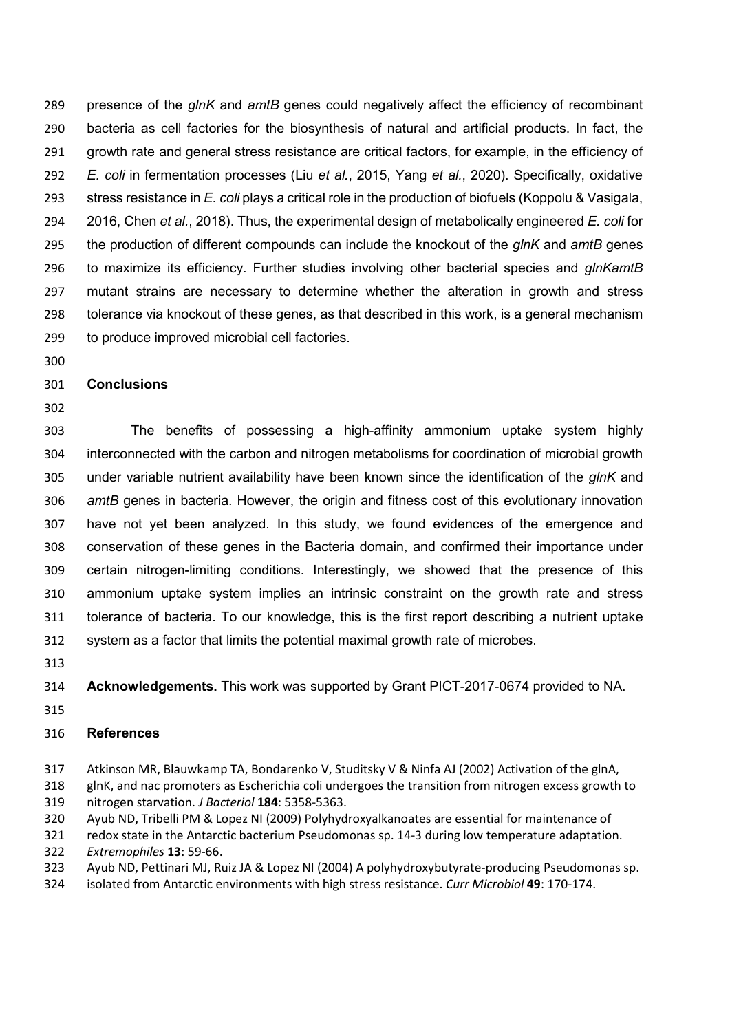presence of the *glnK* and *amtB* genes could negatively affect the efficiency of recombinant bacteria as cell factories for the biosynthesis of natural and artificial products. In fact, the growth rate and general stress resistance are critical factors, for example, in the efficiency of *E. coli* in fermentation processes (Liu *et al.*, 2015, Yang *et al.*, 2020). Specifically, oxidative stress resistance in *E. coli* plays a critical role in the production of biofuels (Koppolu & Vasigala, 2016, Chen *et al.*, 2018). Thus, the experimental design of metabolically engineered *E. coli* for the production of different compounds can include the knockout of the *glnK* and *amtB* genes to maximize its efficiency. Further studies involving other bacterial species and *glnKamtB* mutant strains are necessary to determine whether the alteration in growth and stress tolerance via knockout of these genes, as that described in this work, is a general mechanism to produce improved microbial cell factories.

## Conclusions

The benefits of possessing a high-affinity ammonium uptake system highly interconnected with the carbon and nitrogen metabolisms for coordination of microbial growth under variable nutrient availability have been known since the identification of the *glnK* and *amtB* genes in bacteria. However, the origin and fitness cost of this evolutionary innovation have not yet been analyzed. In this study, we found evidences of the emergence and conservation of these genes in the Bacteria domain, and confirmed their importance under certain nitrogen-limiting conditions. Interestingly, we showed that the presence of this ammonium uptake system implies an intrinsic constraint on the growth rate and stress tolerance of bacteria. To our knowledge, this is the first report describing a nutrient uptake system as a factor that limits the potential maximal growth rate of microbes.

**Acknowledgements.** This work was supported by Grant PICT-2017-0674 provided to NA.

## References

Atkinson MR, Blauwkamp TA, Bondarenko V, Studitsky V & Ninfa AJ (2002) Activation of the glnA, glnK, and nac promoters as Escherichia coli undergoes the transition from nitrogen excess growth to nitrogen starvation. *J Bacteriol* **184**: 5358-5363.

Ayub ND, Tribelli PM & Lopez NI (2009) Polyhydroxyalkanoates are essential for maintenance of redox state in the Antarctic bacterium Pseudomonas sp. 14-3 during low temperature adaptation. *Extremophiles* **13**: 59-66.

Ayub ND, Pettinari MJ, Ruiz JA & Lopez NI (2004) A polyhydroxybutyrate-producing Pseudomonas sp. isolated from Antarctic environments with high stress resistance. *Curr Microbiol* **49**: 170-174.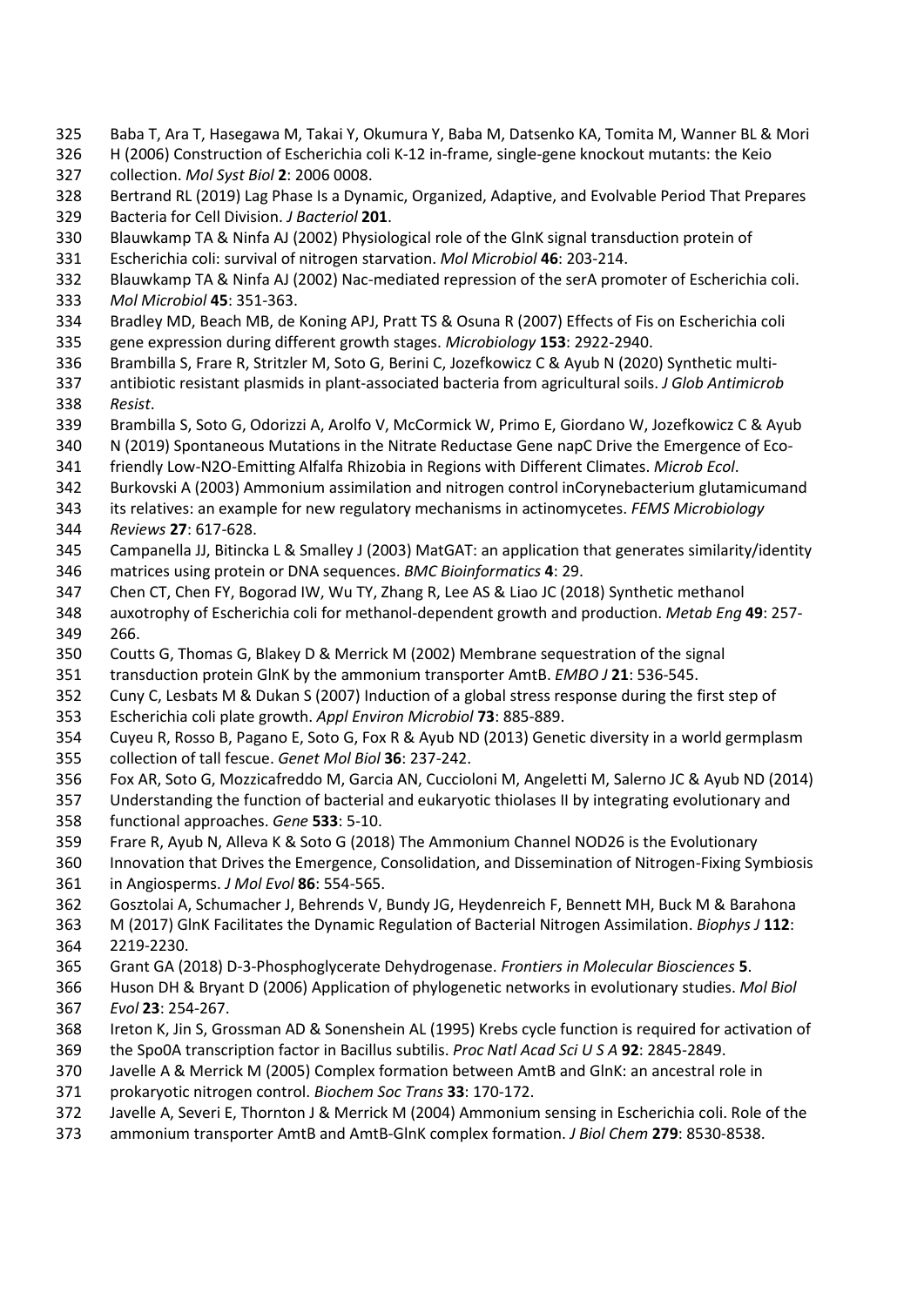Baba T, Ara T, Hasegawa M, Takai Y, Okumura Y, Baba M, Datsenko KA, Tomita M, Wanner BL & Mori H (2006) Construction of Escherichia coli K-12 in-frame, single-gene knockout mutants: the Keio collection. *Mol Syst Biol* **2**: 2006 0008.

Bertrand RL (2019) Lag Phase Is a Dynamic, Organized, Adaptive, and Evolvable Period That Prepares Bacteria for Cell Division. *J Bacteriol* **201**.

Blauwkamp TA & Ninfa AJ (2002) Physiological role of the GlnK signal transduction protein of Escherichia coli: survival of nitrogen starvation. *Mol Microbiol* **46**: 203-214.

Blauwkamp TA & Ninfa AJ (2002) Nac-mediated repression of the serA promoter of Escherichia coli. *Mol Microbiol* **45**: 351-363.

Bradley MD, Beach MB, de Koning APJ, Pratt TS & Osuna R (2007) Effects of Fis on Escherichia coli gene expression during different growth stages. *Microbiology* **153**: 2922-2940.

Brambilla S, Frare R, Stritzler M, Soto G, Berini C, Jozefkowicz C & Ayub N (2020) Synthetic multi-antibiotic resistant plasmids in plant-associated bacteria from agricultural soils. *J Glob Antimicrob Resist*.

Brambilla S, Soto G, Odorizzi A, Arolfo V, McCormick W, Primo E, Giordano W, Jozefkowicz C & Ayub N (2019) Spontaneous Mutations in the Nitrate Reductase Gene napC Drive the Emergence of Eco-friendly Low-N2O-Emitting Alfalfa Rhizobia in Regions with Different Climates. *Microb Ecol*.

Burkovski A (2003) Ammonium assimilation and nitrogen control inCorynebacterium glutamicumand its relatives: an example for new regulatory mechanisms in actinomycetes. *FEMS Microbiology Reviews* **27**: 617-628.

Campanella JJ, Bitincka L & Smalley J (2003) MatGAT: an application that generates similarity/identity matrices using protein or DNA sequences. *BMC Bioinformatics* **4**: 29.

Chen CT, Chen FY, Bogorad IW, Wu TY, Zhang R, Lee AS & Liao JC (2018) Synthetic methanol auxotrophy of Escherichia coli for methanol-dependent growth and production. *Metab Eng* **49**: 257-266.

Coutts G, Thomas G, Blakey D & Merrick M (2002) Membrane sequestration of the signal transduction protein GlnK by the ammonium transporter AmtB. *EMBO J* **21**: 536-545.

Cuny C, Lesbats M & Dukan S (2007) Induction of a global stress response during the first step of Escherichia coli plate growth. *Appl Environ Microbiol* **73**: 885-889.

Cuyeu R, Rosso B, Pagano E, Soto G, Fox R & Ayub ND (2013) Genetic diversity in a world germplasm collection of tall fescue. *Genet Mol Biol* **36**: 237-242.

Fox AR, Soto G, Mozzicafreddo M, Garcia AN, Cuccioloni M, Angeletti M, Salerno JC & Ayub ND (2014) Understanding the function of bacterial and eukaryotic thiolases II by integrating evolutionary and functional approaches. *Gene* **533**: 5-10.

Frare R, Ayub N, Alleva K & Soto G (2018) The Ammonium Channel NOD26 is the Evolutionary Innovation that Drives the Emergence, Consolidation, and Dissemination of Nitrogen-Fixing Symbiosis in Angiosperms. *J Mol Evol* **86**: 554-565.

Gosztolai A, Schumacher J, Behrends V, Bundy JG, Heydenreich F, Bennett MH, Buck M & Barahona M (2017) GlnK Facilitates the Dynamic Regulation of Bacterial Nitrogen Assimilation. *Biophys J* **112**: 2219-2230.

Grant GA (2018) D-3-Phosphoglycerate Dehydrogenase. *Frontiers in Molecular Biosciences* **5**.

Huson DH & Bryant D (2006) Application of phylogenetic networks in evolutionary studies. *Mol Biol Evol* **23**: 254-267.

Ireton K, Jin S, Grossman AD & Sonenshein AL (1995) Krebs cycle function is required for activation of the Spo0A transcription factor in Bacillus subtilis. *Proc Natl Acad Sci U S A* **92**: 2845-2849.

Javelle A & Merrick M (2005) Complex formation between AmtB and GlnK: an ancestral role in prokaryotic nitrogen control. *Biochem Soc Trans* **33**: 170-172.

Javelle A, Severi E, Thornton J & Merrick M (2004) Ammonium sensing in Escherichia coli. Role of the ammonium transporter AmtB and AmtB-GlnK complex formation. *J Biol Chem* **279**: 8530-8538.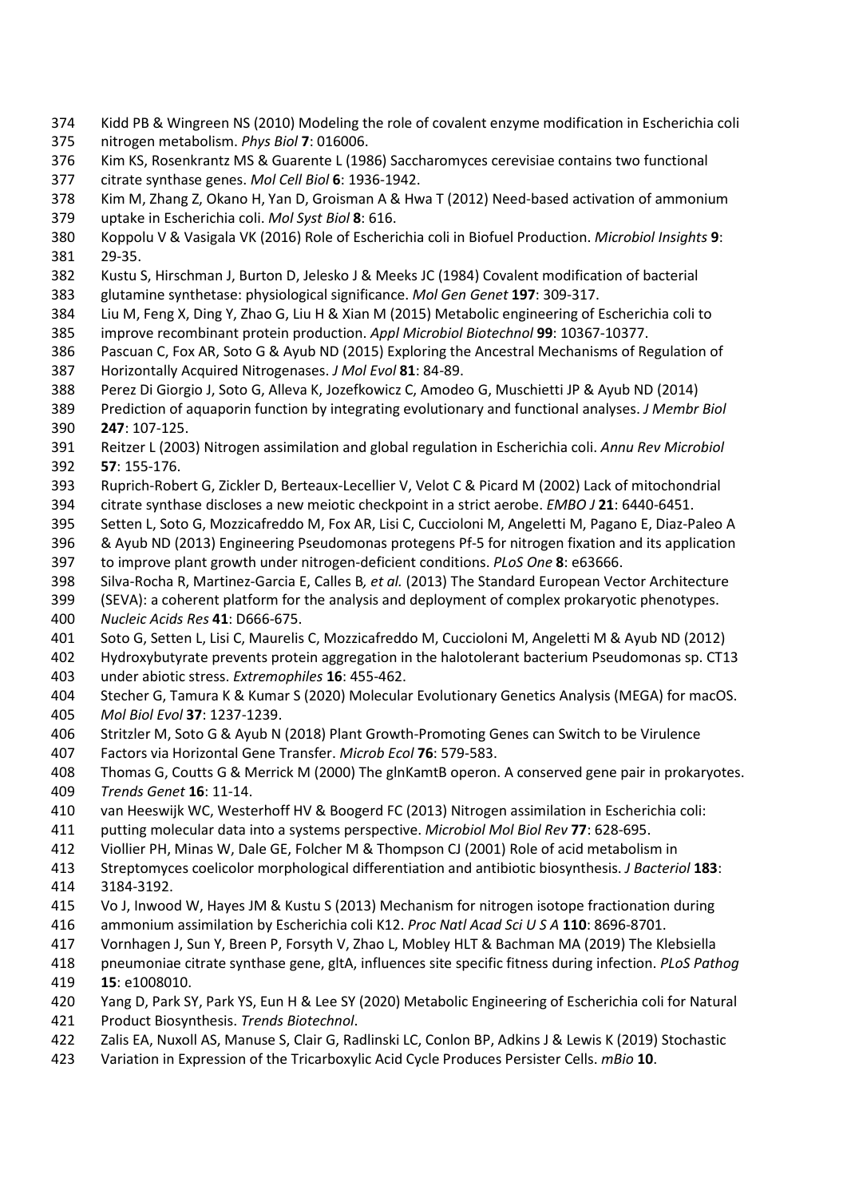Kidd PB & Wingreen NS (2010) Modeling the role of covalent enzyme modification in Escherichia coli nitrogen metabolism. *Phys Biol* **7**: 016006.

Kim KS, Rosenkrantz MS & Guarente L (1986) Saccharomyces cerevisiae contains two functional citrate synthase genes. *Mol Cell Biol* **6**: 1936-1942.

Kim M, Zhang Z, Okano H, Yan D, Groisman A & Hwa T (2012) Need-based activation of ammonium uptake in Escherichia coli. *Mol Syst Biol* **8**: 616.

Koppolu V & Vasigala VK (2016) Role of Escherichia coli in Biofuel Production. *Microbiol Insights* **9**: 29-35.

Kustu S, Hirschman J, Burton D, Jelesko J & Meeks JC (1984) Covalent modification of bacterial glutamine synthetase: physiological significance. *Mol Gen Genet* **197**: 309-317.

Liu M, Feng X, Ding Y, Zhao G, Liu H & Xian M (2015) Metabolic engineering of Escherichia coli to improve recombinant protein production. *Appl Microbiol Biotechnol* **99**: 10367-10377.

Pascuan C, Fox AR, Soto G & Ayub ND (2015) Exploring the Ancestral Mechanisms of Regulation of Horizontally Acquired Nitrogenases. *J Mol Evol* **81**: 84-89.

Perez Di Giorgio J, Soto G, Alleva K, Jozefkowicz C, Amodeo G, Muschietti JP & Ayub ND (2014) Prediction of aquaporin function by integrating evolutionary and functional analyses. *J Membr Biol* **247**: 107-125.

Reitzer L (2003) Nitrogen assimilation and global regulation in Escherichia coli. *Annu Rev Microbiol* **57**: 155-176.

Ruprich-Robert G, Zickler D, Berteaux-Lecellier V, Velot C & Picard M (2002) Lack of mitochondrial citrate synthase discloses a new meiotic checkpoint in a strict aerobe. *EMBO J* **21**: 6440-6451.

Setten L, Soto G, Mozzicafreddo M, Fox AR, Lisi C, Cuccioloni M, Angeletti M, Pagano E, Diaz-Paleo A & Ayub ND (2013) Engineering Pseudomonas protegens Pf-5 for nitrogen fixation and its application to improve plant growth under nitrogen-deficient conditions. *PLoS One* **8**: e63666.

Silva-Rocha R, Martinez-Garcia E, Calles B*, et al.* (2013) The Standard European Vector Architecture (SEVA): a coherent platform for the analysis and deployment of complex prokaryotic phenotypes. *Nucleic Acids Res* **41**: D666-675.

Soto G, Setten L, Lisi C, Maurelis C, Mozzicafreddo M, Cuccioloni M, Angeletti M & Ayub ND (2012) Hydroxybutyrate prevents protein aggregation in the halotolerant bacterium Pseudomonas sp. CT13 under abiotic stress. *Extremophiles* **16**: 455-462.

Stecher G, Tamura K & Kumar S (2020) Molecular Evolutionary Genetics Analysis (MEGA) for macOS. *Mol Biol Evol* **37**: 1237-1239.

Stritzler M, Soto G & Ayub N (2018) Plant Growth-Promoting Genes can Switch to be Virulence Factors via Horizontal Gene Transfer. *Microb Ecol* **76**: 579-583.

Thomas G, Coutts G & Merrick M (2000) The glnKamtB operon. A conserved gene pair in prokaryotes. *Trends Genet* **16**: 11-14.

van Heeswijk WC, Westerhoff HV & Boogerd FC (2013) Nitrogen assimilation in Escherichia coli: putting molecular data into a systems perspective. *Microbiol Mol Biol Rev* **77**: 628-695.

Viollier PH, Minas W, Dale GE, Folcher M & Thompson CJ (2001) Role of acid metabolism in Streptomyces coelicolor morphological differentiation and antibiotic biosynthesis. *J Bacteriol* **183**: 3184-3192.

Vo J, Inwood W, Hayes JM & Kustu S (2013) Mechanism for nitrogen isotope fractionation during ammonium assimilation by Escherichia coli K12. *Proc Natl Acad Sci U S A* **110**: 8696-8701.

Vornhagen J, Sun Y, Breen P, Forsyth V, Zhao L, Mobley HLT & Bachman MA (2019) The Klebsiella pneumoniae citrate synthase gene, gltA, influences site specific fitness during infection. *PLoS Pathog* **15**: e1008010.

Yang D, Park SY, Park YS, Eun H & Lee SY (2020) Metabolic Engineering of Escherichia coli for Natural Product Biosynthesis. *Trends Biotechnol*.

Zalis EA, Nuxoll AS, Manuse S, Clair G, Radlinski LC, Conlon BP, Adkins J & Lewis K (2019) Stochastic Variation in Expression of the Tricarboxylic Acid Cycle Produces Persister Cells. *mBio* **10**.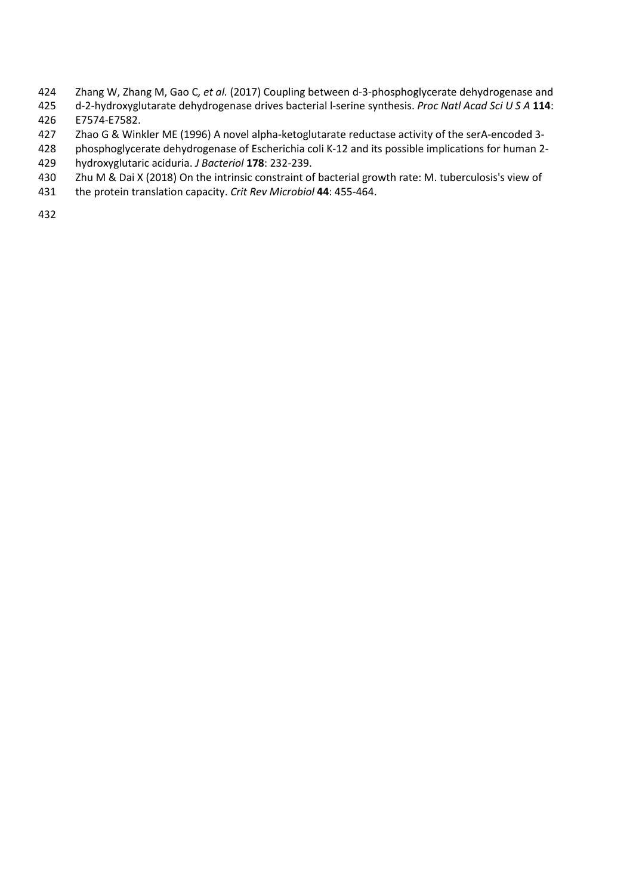Zhang W, Zhang M, Gao C*, et al.* (2017) Coupling between d-3-phosphoglycerate dehydrogenase and d-2-hydroxyglutarate dehydrogenase drives bacterial l-serine synthesis. *Proc Natl Acad Sci U S A* **114**: E7574-E7582.

Zhao G & Winkler ME (1996) A novel alpha-ketoglutarate reductase activity of the serA-encoded 3-phosphoglycerate dehydrogenase of Escherichia coli K-12 and its possible implications for human 2-hydroxyglutaric aciduria. *J Bacteriol* **178**: 232-239.

Zhu M & Dai X (2018) On the intrinsic constraint of bacterial growth rate: M. tuberculosis's view of the protein translation capacity. *Crit Rev Microbiol* **44**: 455-464.